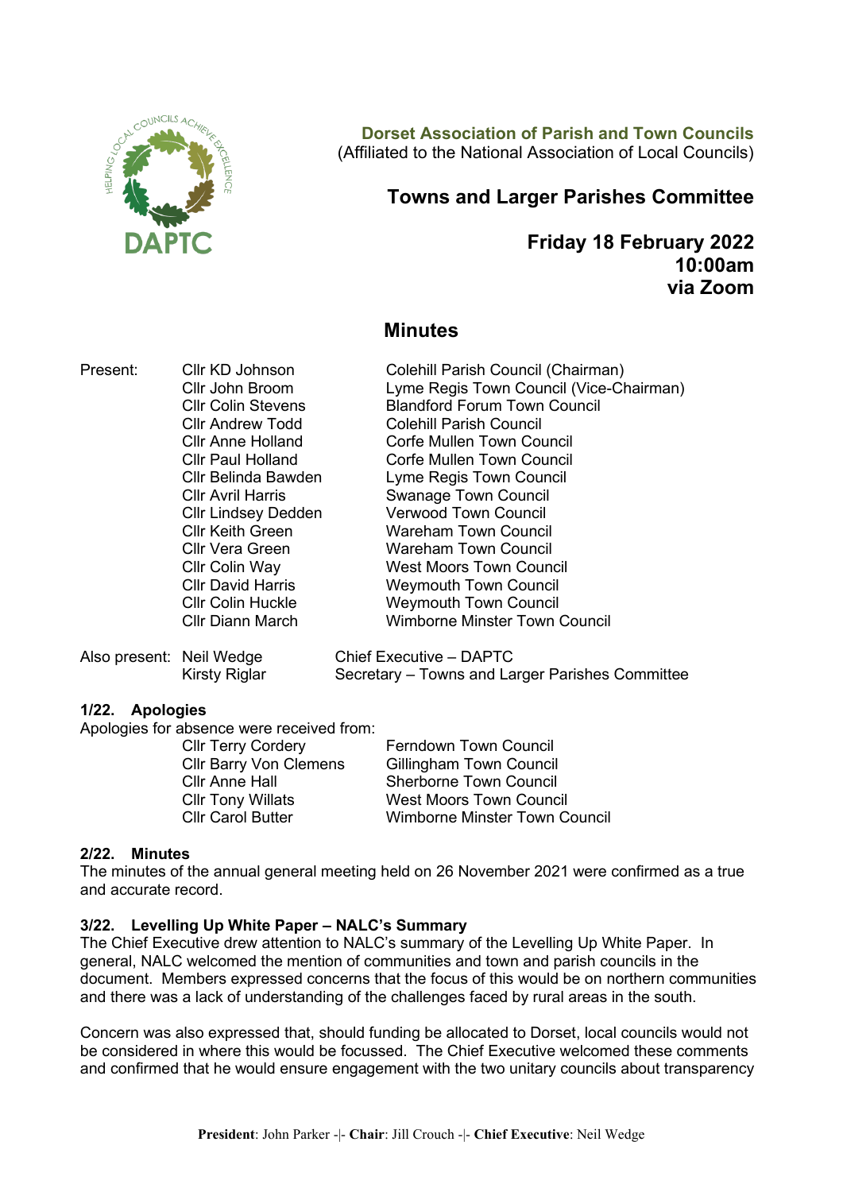**Dorset Association of Parish and Town Councils**
(Affiliated to the National Association of Local Councils)

# Towns and Larger Parishes Committee

**Friday 18 February 2022**
**10:00am**
**via Zoom**

## Minutes

| Present: | | |
|---|---|---|
| | Cllr KD Johnson | Colehill Parish Council (Chairman) |
| | Cllr John Broom | Lyme Regis Town Council (Vice-Chairman) |
| | Cllr Colin Stevens | Blandford Forum Town Council |
| | Cllr Andrew Todd | Colehill Parish Council |
| | Cllr Anne Holland | Corfe Mullen Town Council |
| | Cllr Paul Holland | Corfe Mullen Town Council |
| | Cllr Belinda Bawden | Lyme Regis Town Council |
| | Cllr Avril Harris | Swanage Town Council |
| | Cllr Lindsey Dedden | Verwood Town Council |
| | Cllr Keith Green | Wareham Town Council |
| | Cllr Vera Green | Wareham Town Council |
| | Cllr Colin Way | West Moors Town Council |
| | Cllr David Harris | Weymouth Town Council |
| | Cllr Colin Huckle | Weymouth Town Council |
| | Cllr Diann March | Wimborne Minster Town Council |

| Also present: | | |
|---|---|---|
| | Neil Wedge | Chief Executive – DAPTC |
| | Kirsty Riglar | Secretary – Towns and Larger Parishes Committee |

### 1/22. Apologies

Apologies for absence were received from:

| | |
|---|---|
| Cllr Terry Cordery | Ferndown Town Council |
| Cllr Barry Von Clemens | Gillingham Town Council |
| Cllr Anne Hall | Sherborne Town Council |
| Cllr Tony Willats | West Moors Town Council |
| Cllr Carol Butter | Wimborne Minster Town Council |

### 2/22. Minutes

The minutes of the annual general meeting held on 26 November 2021 were confirmed as a true and accurate record.

### 3/22. Levelling Up White Paper – NALC's Summary

The Chief Executive drew attention to NALC's summary of the Levelling Up White Paper. In general, NALC welcomed the mention of communities and town and parish councils in the document. Members expressed concerns that the focus of this would be on northern communities and there was a lack of understanding of the challenges faced by rural areas in the south.

Concern was also expressed that, should funding be allocated to Dorset, local councils would not be considered in where this would be focussed. The Chief Executive welcomed these comments and confirmed that he would ensure engagement with the two unitary councils about transparency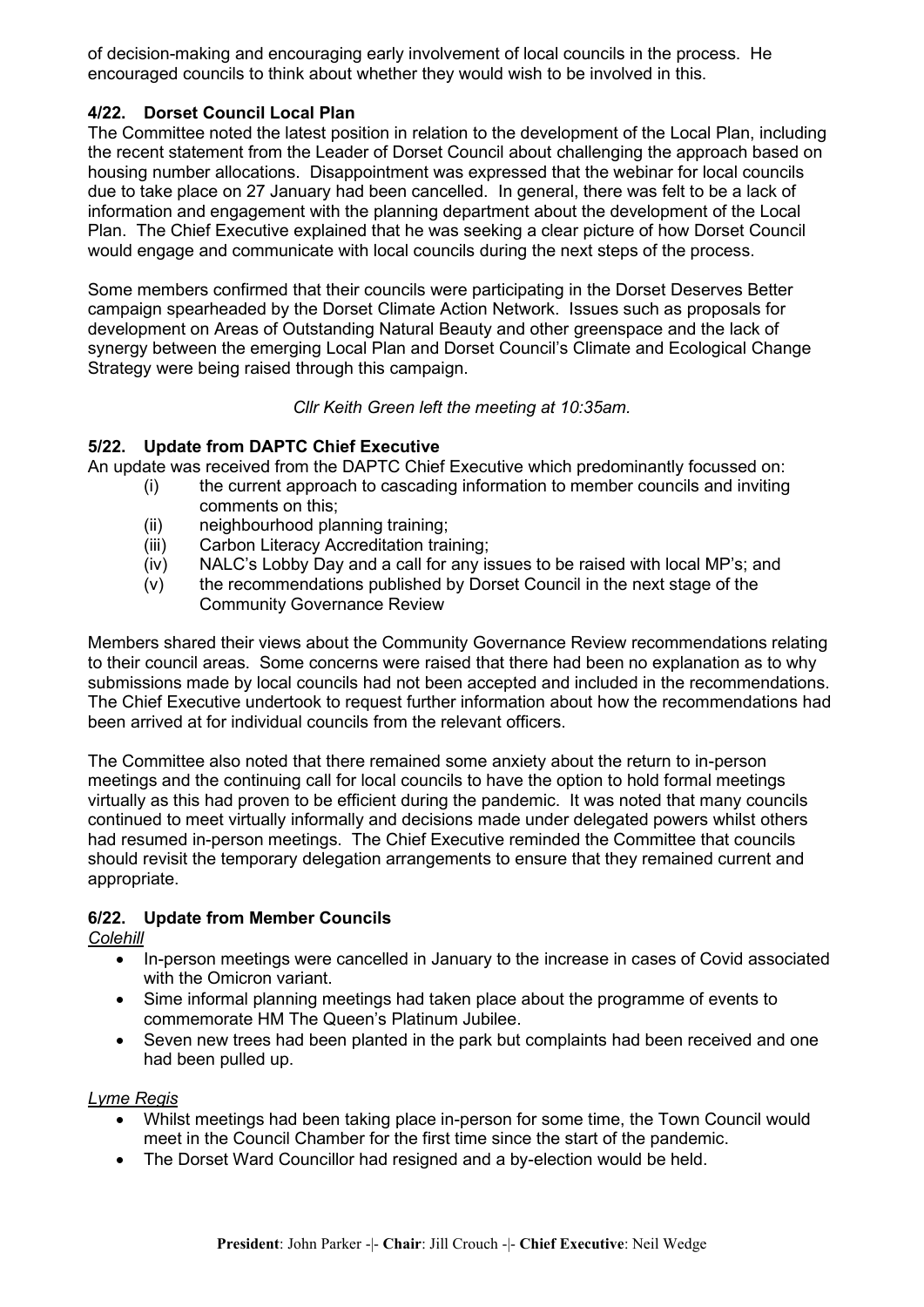of decision-making and encouraging early involvement of local councils in the process. He encouraged councils to think about whether they would wish to be involved in this.

### 4/22. Dorset Council Local Plan

The Committee noted the latest position in relation to the development of the Local Plan, including the recent statement from the Leader of Dorset Council about challenging the approach based on housing number allocations. Disappointment was expressed that the webinar for local councils due to take place on 27 January had been cancelled. In general, there was felt to be a lack of information and engagement with the planning department about the development of the Local Plan. The Chief Executive explained that he was seeking a clear picture of how Dorset Council would engage and communicate with local councils during the next steps of the process.

Some members confirmed that their councils were participating in the Dorset Deserves Better campaign spearheaded by the Dorset Climate Action Network. Issues such as proposals for development on Areas of Outstanding Natural Beauty and other greenspace and the lack of synergy between the emerging Local Plan and Dorset Council's Climate and Ecological Change Strategy were being raised through this campaign.

*Cllr Keith Green left the meeting at 10:35am.*

### 5/22. Update from DAPTC Chief Executive

An update was received from the DAPTC Chief Executive which predominantly focussed on:

- (i) the current approach to cascading information to member councils and inviting comments on this;
- (ii) neighbourhood planning training;
- (iii) Carbon Literacy Accreditation training;
- (iv) NALC's Lobby Day and a call for any issues to be raised with local MP's; and
- (v) the recommendations published by Dorset Council in the next stage of the Community Governance Review

Members shared their views about the Community Governance Review recommendations relating to their council areas. Some concerns were raised that there had been no explanation as to why submissions made by local councils had not been accepted and included in the recommendations. The Chief Executive undertook to request further information about how the recommendations had been arrived at for individual councils from the relevant officers.

The Committee also noted that there remained some anxiety about the return to in-person meetings and the continuing call for local councils to have the option to hold formal meetings virtually as this had proven to be efficient during the pandemic. It was noted that many councils continued to meet virtually informally and decisions made under delegated powers whilst others had resumed in-person meetings. The Chief Executive reminded the Committee that councils should revisit the temporary delegation arrangements to ensure that they remained current and appropriate.

### 6/22. Update from Member Councils

*Colehill*

- In-person meetings were cancelled in January to the increase in cases of Covid associated with the Omicron variant.
- Sime informal planning meetings had taken place about the programme of events to commemorate HM The Queen's Platinum Jubilee.
- Seven new trees had been planted in the park but complaints had been received and one had been pulled up.

*Lyme Regis*

- Whilst meetings had been taking place in-person for some time, the Town Council would meet in the Council Chamber for the first time since the start of the pandemic.
- The Dorset Ward Councillor had resigned and a by-election would be held.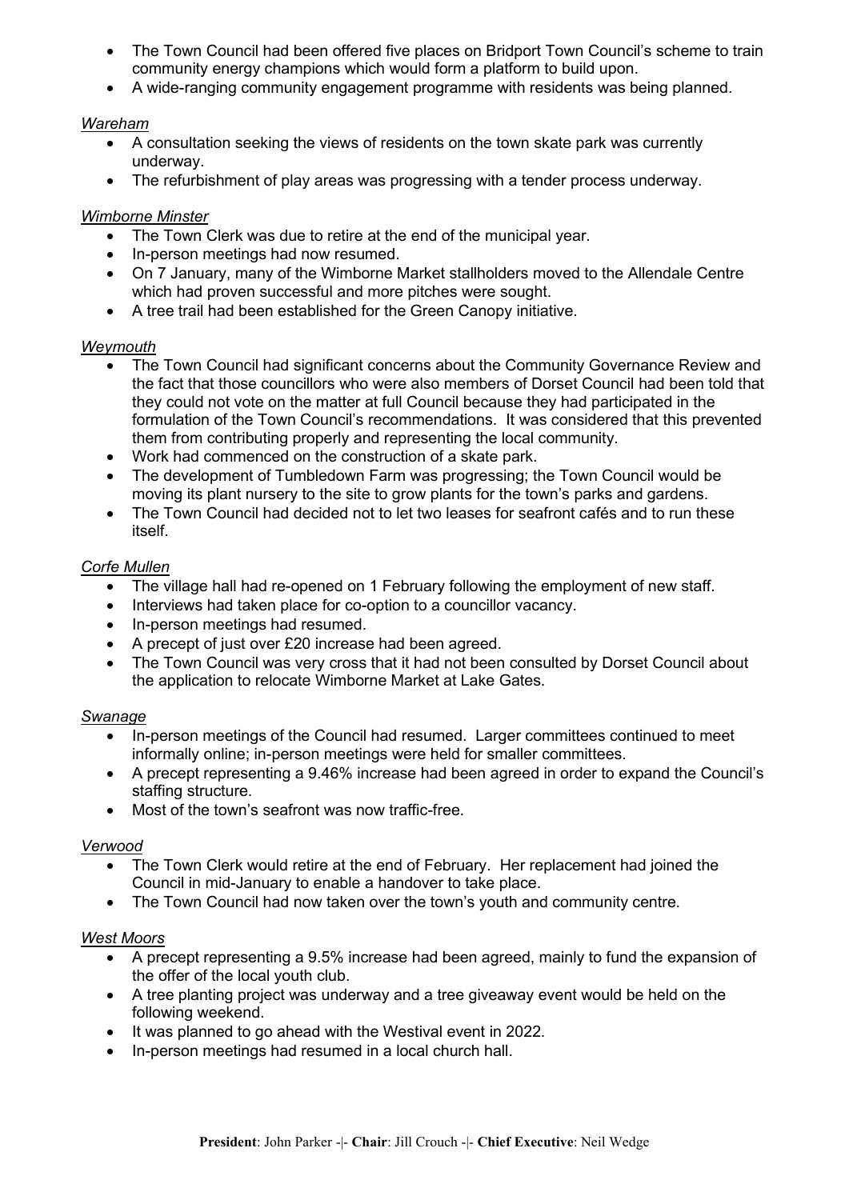- The Town Council had been offered five places on Bridport Town Council's scheme to train community energy champions which would form a platform to build upon.
- A wide-ranging community engagement programme with residents was being planned.

*Wareham*

- A consultation seeking the views of residents on the town skate park was currently underway.
- The refurbishment of play areas was progressing with a tender process underway.

*Wimborne Minster*

- The Town Clerk was due to retire at the end of the municipal year.
- In-person meetings had now resumed.
- On 7 January, many of the Wimborne Market stallholders moved to the Allendale Centre which had proven successful and more pitches were sought.
- A tree trail had been established for the Green Canopy initiative.

*Weymouth*

- The Town Council had significant concerns about the Community Governance Review and the fact that those councillors who were also members of Dorset Council had been told that they could not vote on the matter at full Council because they had participated in the formulation of the Town Council's recommendations. It was considered that this prevented them from contributing properly and representing the local community.
- Work had commenced on the construction of a skate park.
- The development of Tumbledown Farm was progressing; the Town Council would be moving its plant nursery to the site to grow plants for the town's parks and gardens.
- The Town Council had decided not to let two leases for seafront cafés and to run these itself.

*Corfe Mullen*

- The village hall had re-opened on 1 February following the employment of new staff.
- Interviews had taken place for co-option to a councillor vacancy.
- In-person meetings had resumed.
- A precept of just over £20 increase had been agreed.
- The Town Council was very cross that it had not been consulted by Dorset Council about the application to relocate Wimborne Market at Lake Gates.

*Swanage*

- In-person meetings of the Council had resumed. Larger committees continued to meet informally online; in-person meetings were held for smaller committees.
- A precept representing a 9.46% increase had been agreed in order to expand the Council's staffing structure.
- Most of the town's seafront was now traffic-free.

*Verwood*

- The Town Clerk would retire at the end of February. Her replacement had joined the Council in mid-January to enable a handover to take place.
- The Town Council had now taken over the town's youth and community centre.

*West Moors*

- A precept representing a 9.5% increase had been agreed, mainly to fund the expansion of the offer of the local youth club.
- A tree planting project was underway and a tree giveaway event would be held on the following weekend.
- It was planned to go ahead with the Westival event in 2022.
- In-person meetings had resumed in a local church hall.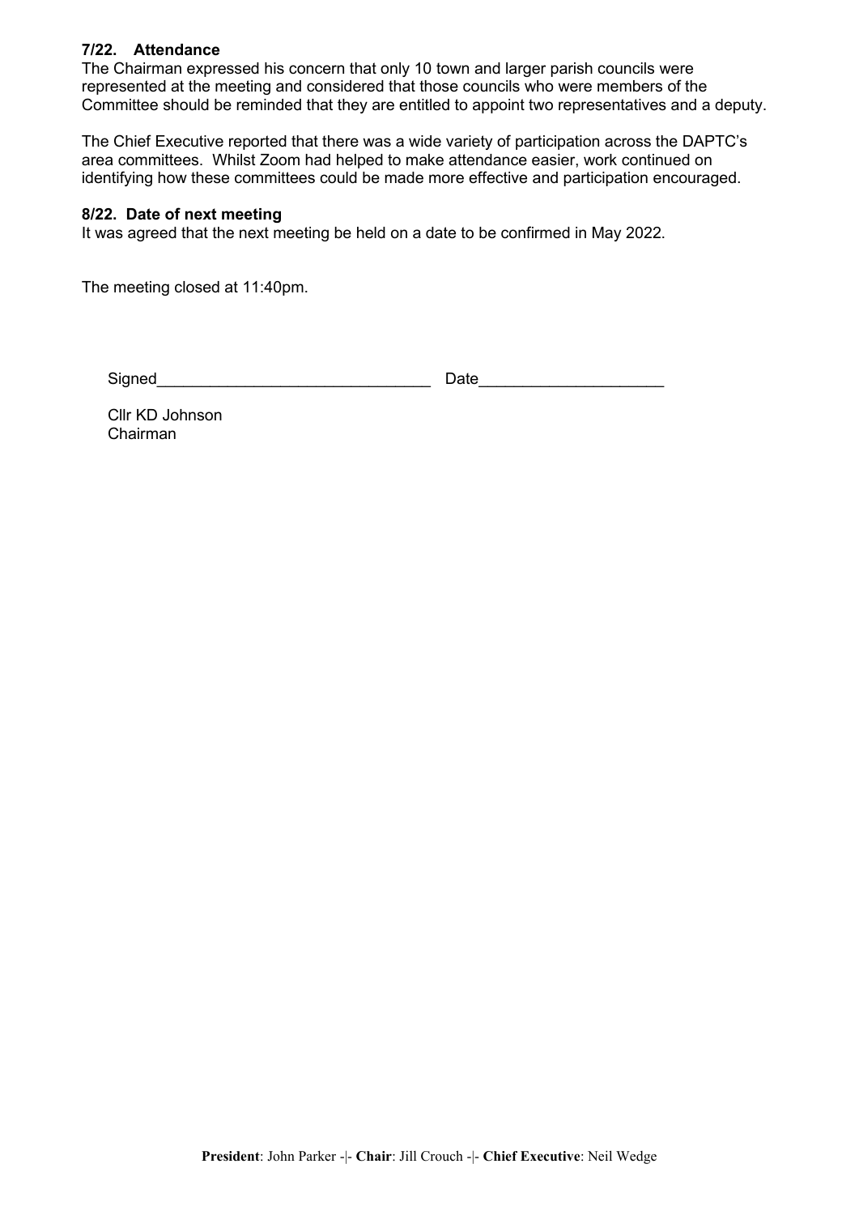### 7/22. Attendance

The Chairman expressed his concern that only 10 town and larger parish councils were represented at the meeting and considered that those councils who were members of the Committee should be reminded that they are entitled to appoint two representatives and a deputy.

The Chief Executive reported that there was a wide variety of participation across the DAPTC's area committees. Whilst Zoom had helped to make attendance easier, work continued on identifying how these committees could be made more effective and participation encouraged.

### 8/22. Date of next meeting

It was agreed that the next meeting be held on a date to be confirmed in May 2022.

The meeting closed at 11:40pm.

Signed_______________________________ Date_____________________

Cllr KD Johnson
Chairman

**President**: John Parker -|- **Chair**: Jill Crouch -|- **Chief Executive**: Neil Wedge